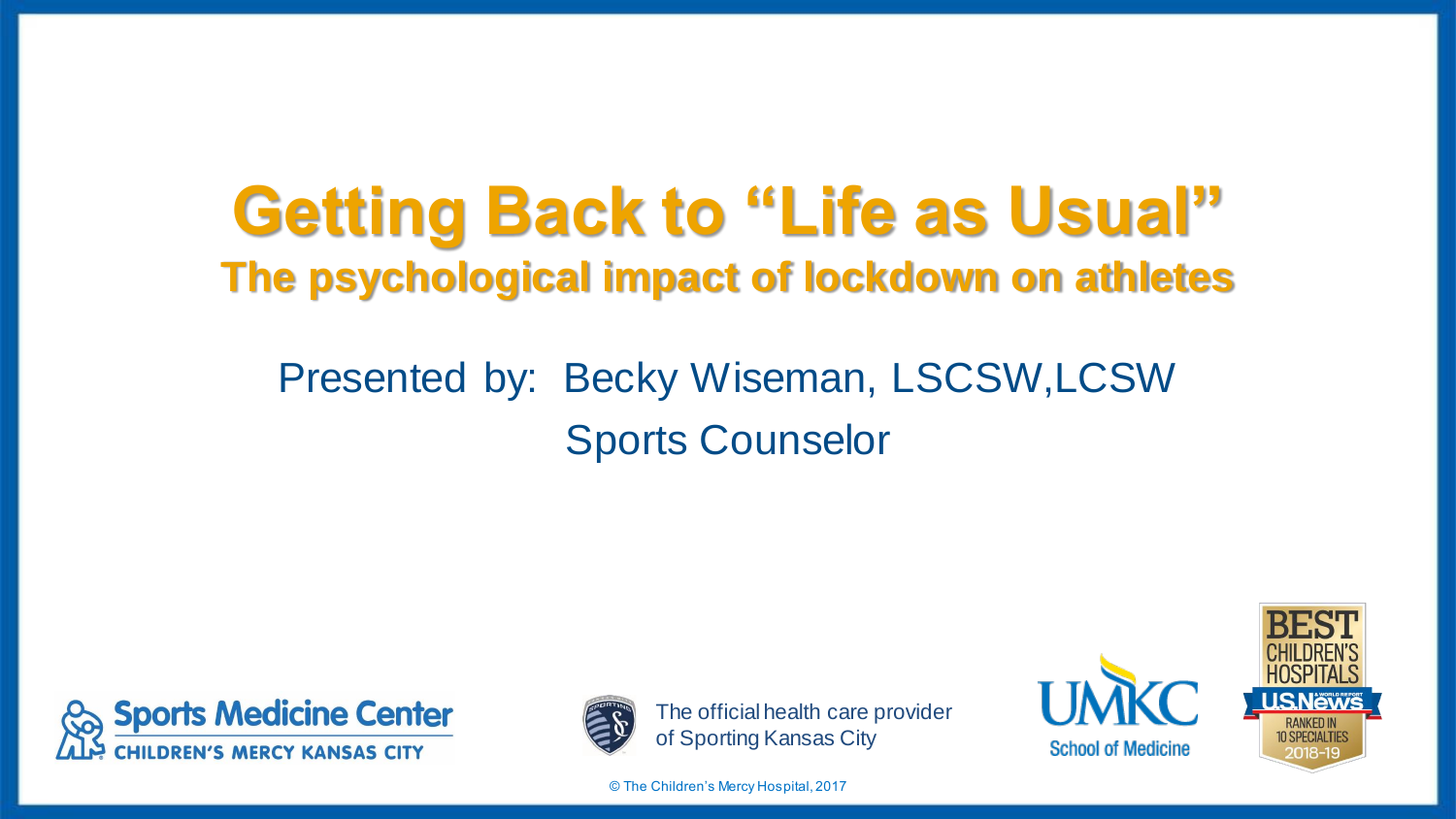# Getting Back to "Life as Usual"

## The psychological impact of lockdown on athletes

Presented by: Becky Wiseman, LSCSW,LCSW

Sports Counselor

Sports Medicine Center
CHILDREN'S MERCY KANSAS CITY

The official health care provider of Sporting Kansas City

UMKC School of Medicine

BEST CHILDREN'S HOSPITALS U.S.News & WORLD REPORT RANKED IN 10 SPECIALTIES 2018-19

© The Children's Mercy Hospital, 2017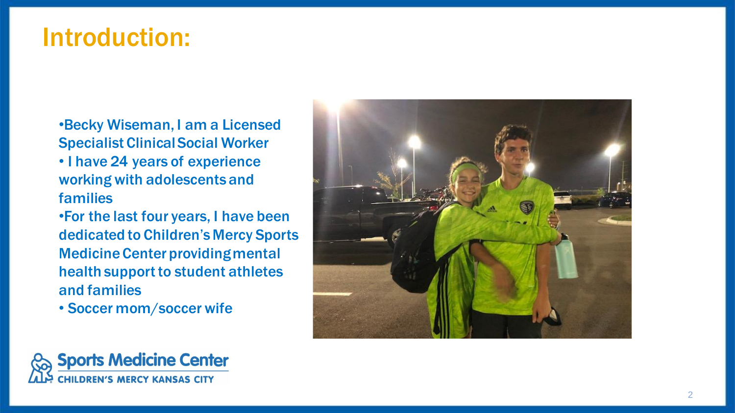# Introduction:

- Becky Wiseman, I am a Licensed Specialist Clinical Social Worker
- I have 24 years of experience working with adolescents and families
- For the last four years, I have been dedicated to Children's Mercy Sports Medicine Center providing mental health support to student athletes and families
- Soccer mom/soccer wife

Sports Medicine Center
CHILDREN'S MERCY KANSAS CITY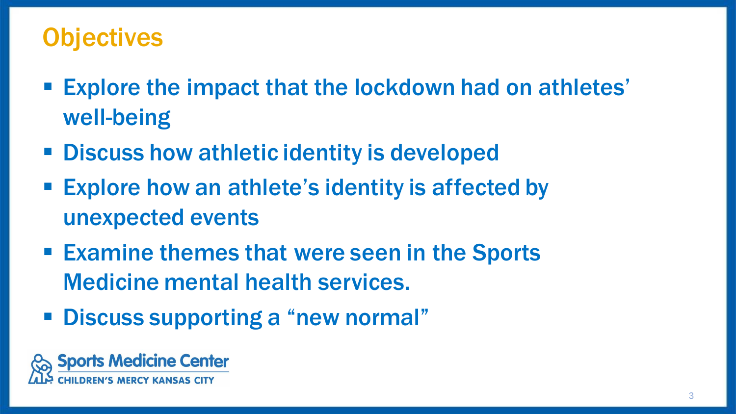# Objectives

- Explore the impact that the lockdown had on athletes' well-being
- Discuss how athletic identity is developed
- Explore how an athlete's identity is affected by unexpected events
- Examine themes that were seen in the Sports Medicine mental health services.
- Discuss supporting a "new normal"

Sports Medicine Center
CHILDREN'S MERCY KANSAS CITY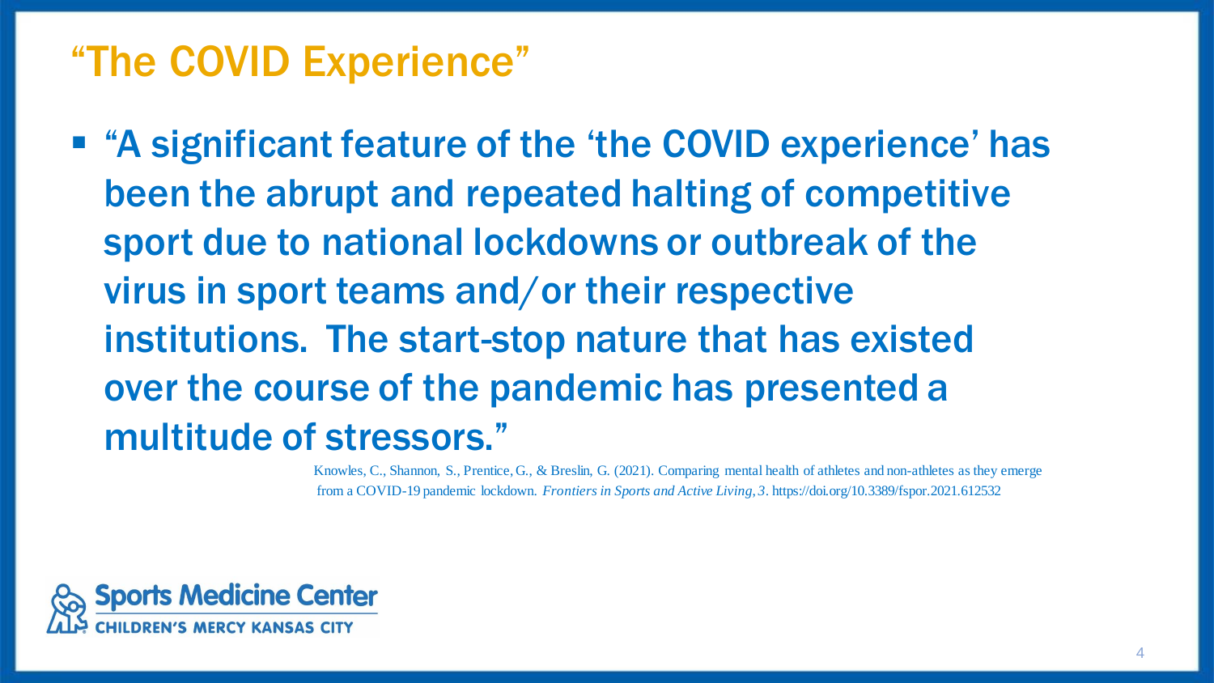# "The COVID Experience"

- "A significant feature of the 'the COVID experience' has been the abrupt and repeated halting of competitive sport due to national lockdowns or outbreak of the virus in sport teams and/or their respective institutions. The start-stop nature that has existed over the course of the pandemic has presented a multitude of stressors."

Knowles, C., Shannon, S., Prentice, G., & Breslin, G. (2021). Comparing mental health of athletes and non-athletes as they emerge from a COVID-19 pandemic lockdown. *Frontiers in Sports and Active Living*, *3*. https://doi.org/10.3389/fspor.2021.612532

Sports Medicine Center
CHILDREN'S MERCY KANSAS CITY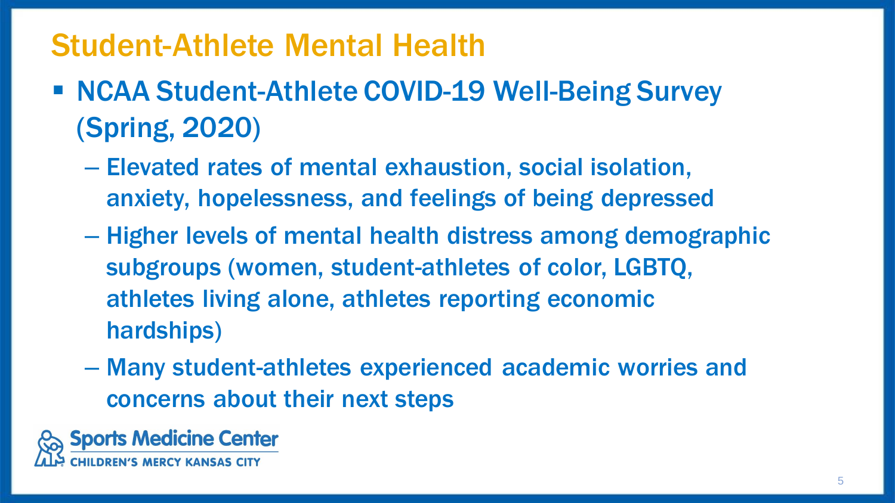# Student-Athlete Mental Health

- NCAA Student-Athlete COVID-19 Well-Being Survey (Spring, 2020)
  - Elevated rates of mental exhaustion, social isolation, anxiety, hopelessness, and feelings of being depressed
  - Higher levels of mental health distress among demographic subgroups (women, student-athletes of color, LGBTQ, athletes living alone, athletes reporting economic hardships)
  - Many student-athletes experienced academic worries and concerns about their next steps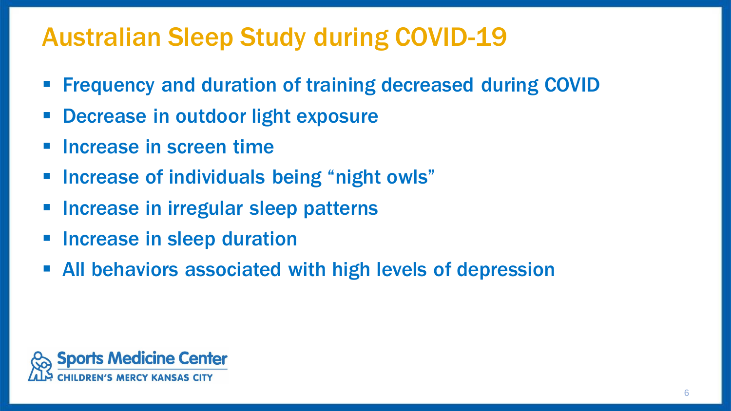# Australian Sleep Study during COVID-19

- Frequency and duration of training decreased during COVID
- Decrease in outdoor light exposure
- Increase in screen time
- Increase of individuals being "night owls"
- Increase in irregular sleep patterns
- Increase in sleep duration
- All behaviors associated with high levels of depression

Sports Medicine Center
CHILDREN'S MERCY KANSAS CITY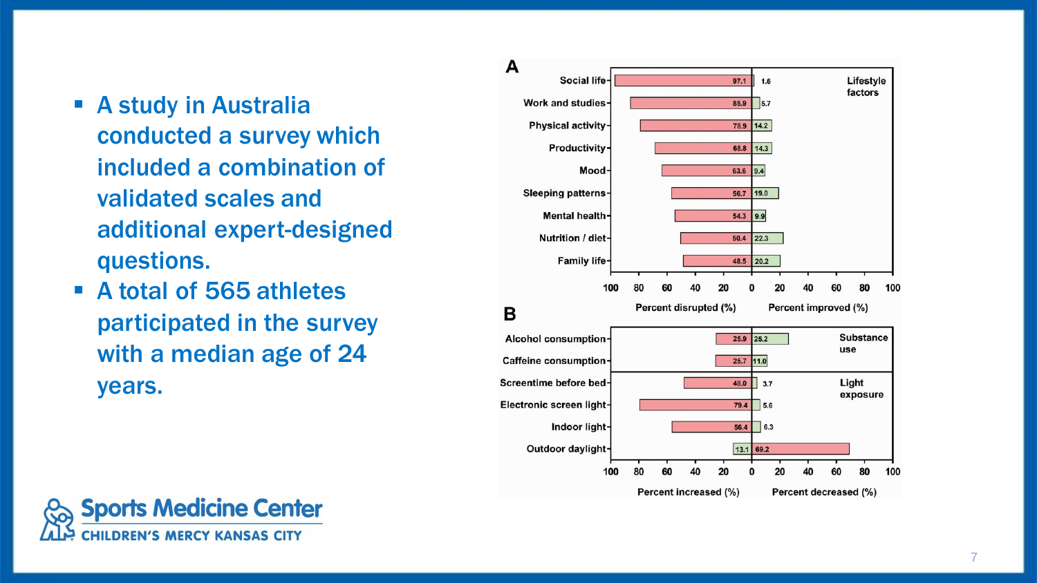- A study in Australia conducted a survey which included a combination of validated scales and additional expert-designed questions.
- A total of 565 athletes participated in the survey with a median age of 24 years.

**A** — Lifestyle factors

| | Percent disrupted (%) | Percent improved (%) |
| --- | --- | --- |
| Social life | 97.1 | 1.6 |
| Work and studies | 85.9 | 5.7 |
| Physical activity | 78.9 | 14.2 |
| Productivity | 68.8 | 14.3 |
| Mood | 63.6 | 9.4 |
| Sleeping patterns | 56.7 | 19.0 |
| Mental health | 54.3 | 9.9 |
| Nutrition / diet | 50.4 | 22.3 |
| Family life | 48.5 | 20.2 |

**B** — Substance use and Light exposure

| | Percent increased (%) | Percent decreased (%) |
| --- | --- | --- |
| **Substance use** | | |
| Alcohol consumption | 25.9 | 25.2 |
| Caffeine consumption | 25.7 | 11.0 |
| **Light exposure** | | |
| Screentime before bed | 48.0 | 3.7 |
| Electronic screen light | 79.4 | 5.6 |
| Indoor light | 56.4 | 6.3 |
| Outdoor daylight | 13.1 | 69.2 |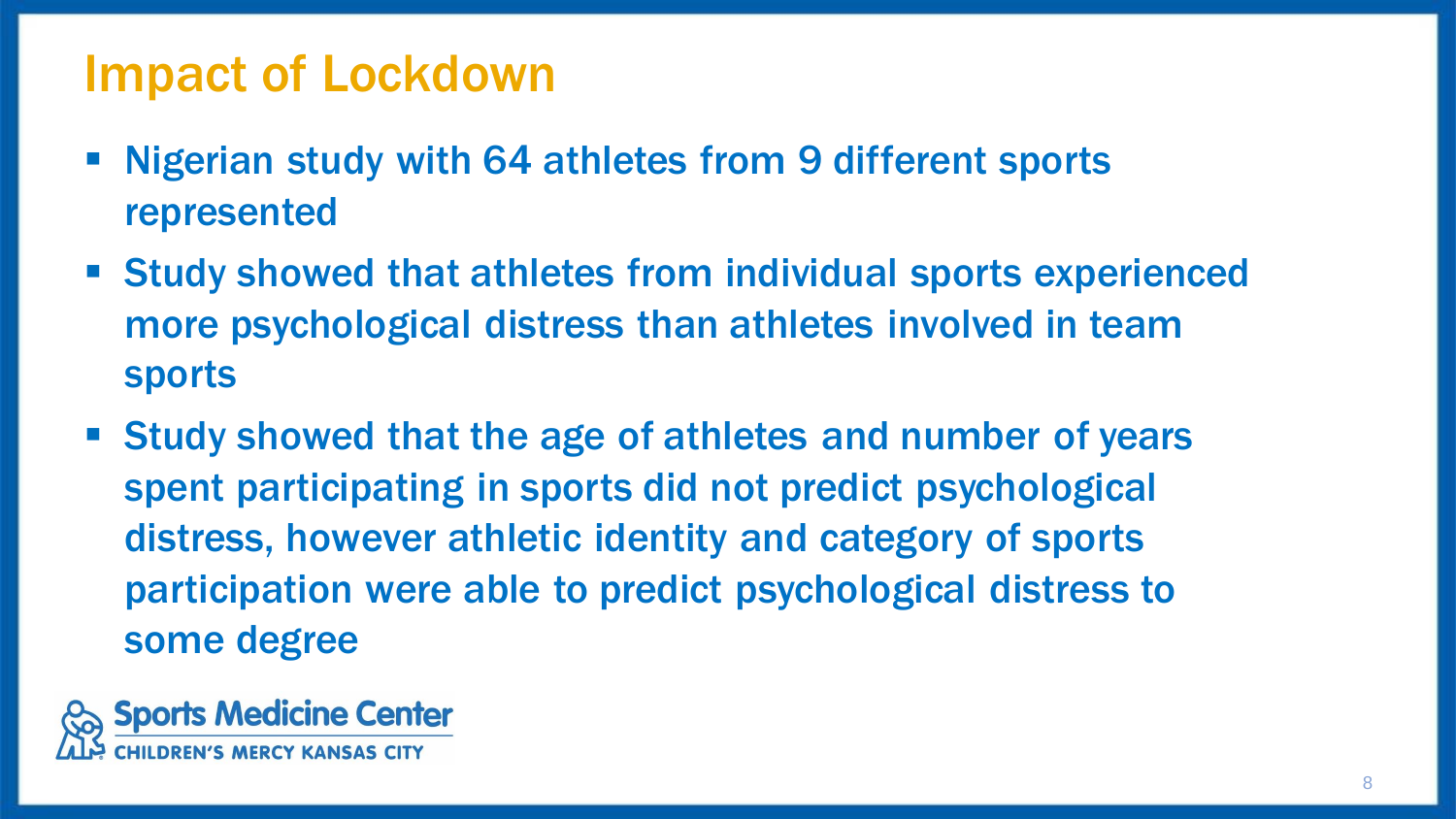# Impact of Lockdown

- Nigerian study with 64 athletes from 9 different sports represented
- Study showed that athletes from individual sports experienced more psychological distress than athletes involved in team sports
- Study showed that the age of athletes and number of years spent participating in sports did not predict psychological distress, however athletic identity and category of sports participation were able to predict psychological distress to some degree

Sports Medicine Center
CHILDREN'S MERCY KANSAS CITY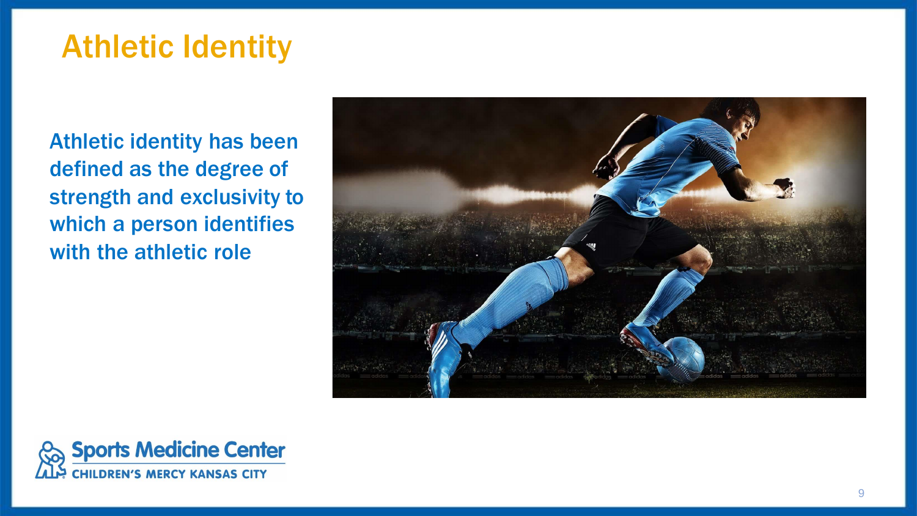# Athletic Identity

Athletic identity has been defined as the degree of strength and exclusivity to which a person identifies with the athletic role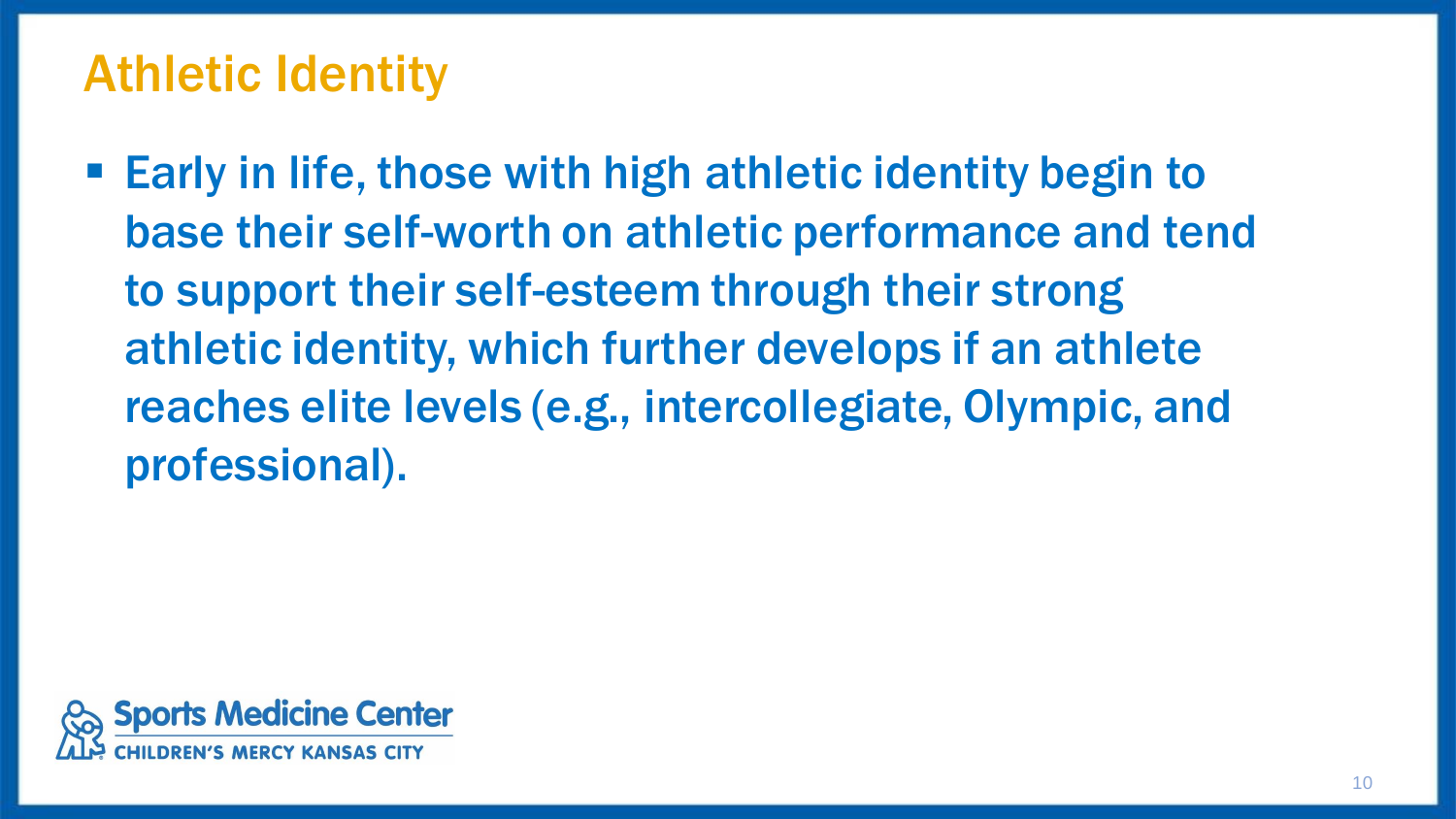# Athletic Identity

- Early in life, those with high athletic identity begin to base their self-worth on athletic performance and tend to support their self-esteem through their strong athletic identity, which further develops if an athlete reaches elite levels (e.g., intercollegiate, Olympic, and professional).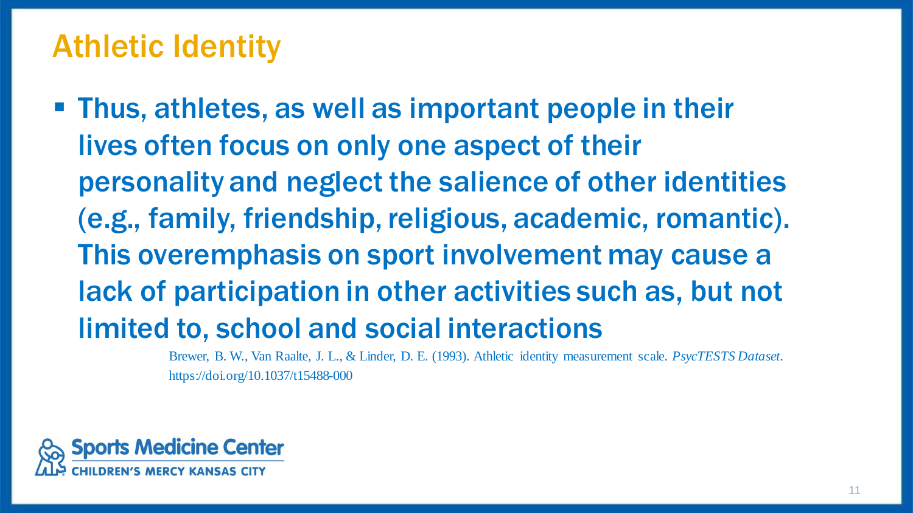# Athletic Identity

- Thus, athletes, as well as important people in their lives often focus on only one aspect of their personality and neglect the salience of other identities (e.g., family, friendship, religious, academic, romantic). This overemphasis on sport involvement may cause a lack of participation in other activities such as, but not limited to, school and social interactions

Brewer, B. W., Van Raalte, J. L., & Linder, D. E. (1993). Athletic identity measurement scale. *PsycTESTS Dataset*. https://doi.org/10.1037/t15488-000

Sports Medicine Center
CHILDREN'S MERCY KANSAS CITY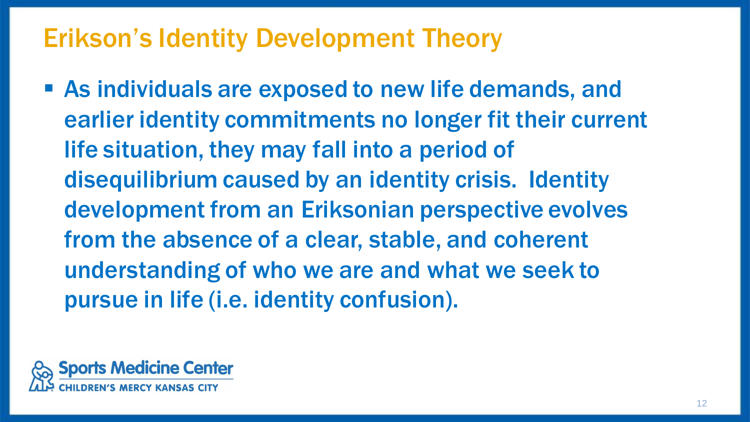# Erikson's Identity Development Theory

- As individuals are exposed to new life demands, and earlier identity commitments no longer fit their current life situation, they may fall into a period of disequilibrium caused by an identity crisis. Identity development from an Eriksonian perspective evolves from the absence of a clear, stable, and coherent understanding of who we are and what we seek to pursue in life (i.e. identity confusion).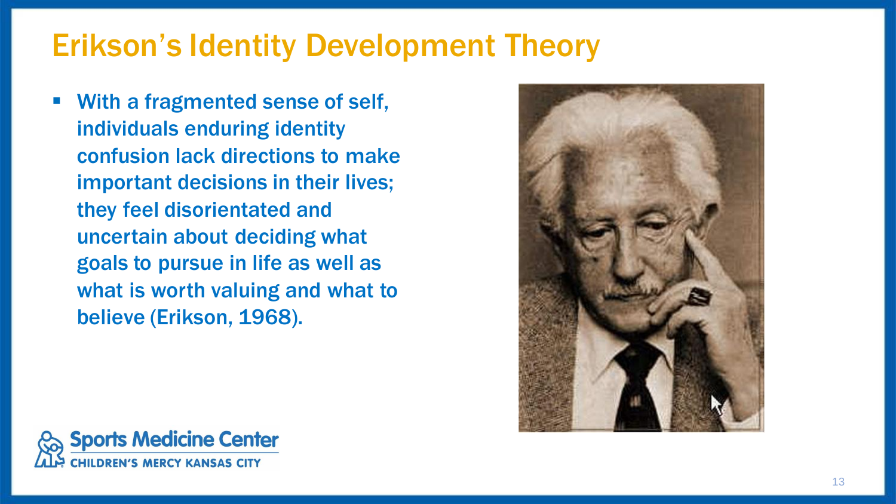# Erikson's Identity Development Theory

- With a fragmented sense of self, individuals enduring identity confusion lack directions to make important decisions in their lives; they feel disorientated and uncertain about deciding what goals to pursue in life as well as what is worth valuing and what to believe (Erikson, 1968).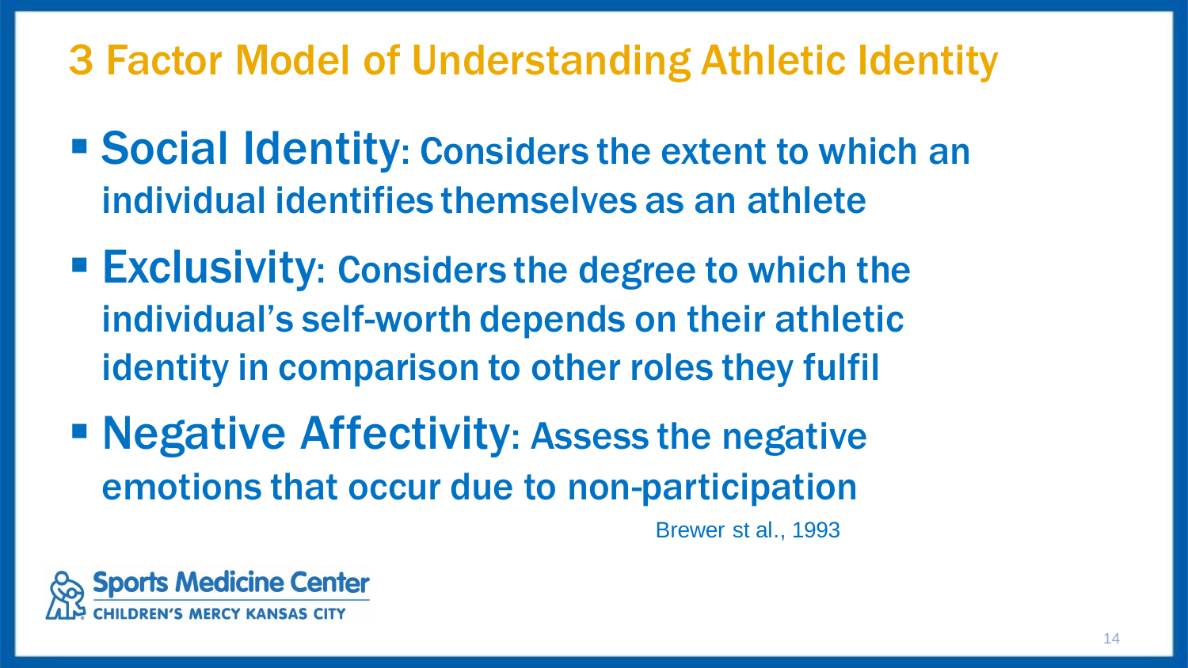# 3 Factor Model of Understanding Athletic Identity

- **Social Identity**: Considers the extent to which an individual identifies themselves as an athlete
- **Exclusivity**: Considers the degree to which the individual's self-worth depends on their athletic identity in comparison to other roles they fulfil
- **Negative Affectivity**: Assess the negative emotions that occur due to non-participation

Brewer st al., 1993

Sports Medicine Center
CHILDREN'S MERCY KANSAS CITY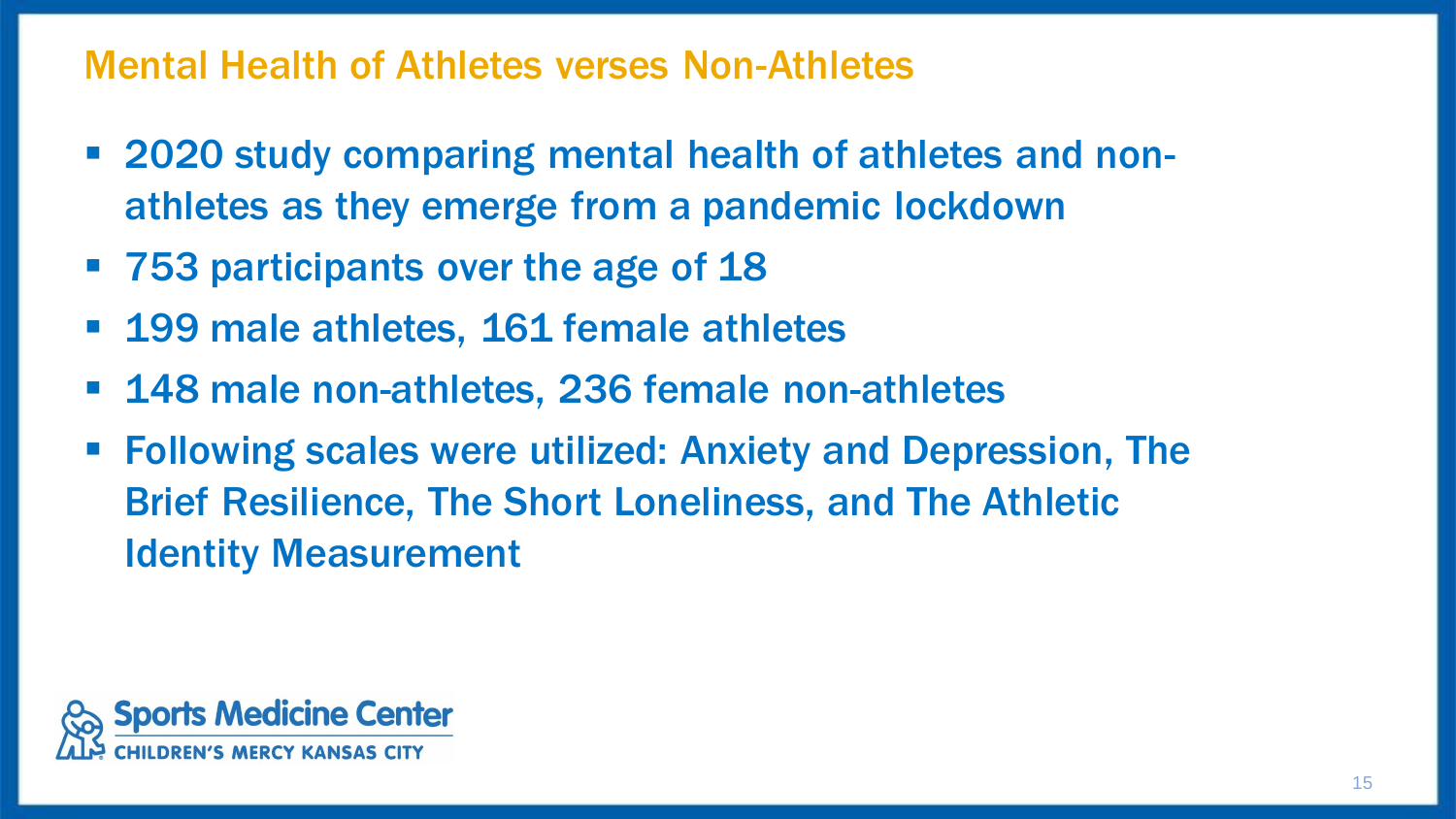## Mental Health of Athletes verses Non-Athletes

- 2020 study comparing mental health of athletes and non-athletes as they emerge from a pandemic lockdown
- 753 participants over the age of 18
- 199 male athletes, 161 female athletes
- 148 male non-athletes, 236 female non-athletes
- Following scales were utilized: Anxiety and Depression, The Brief Resilience, The Short Loneliness, and The Athletic Identity Measurement

Sports Medicine Center
CHILDREN'S MERCY KANSAS CITY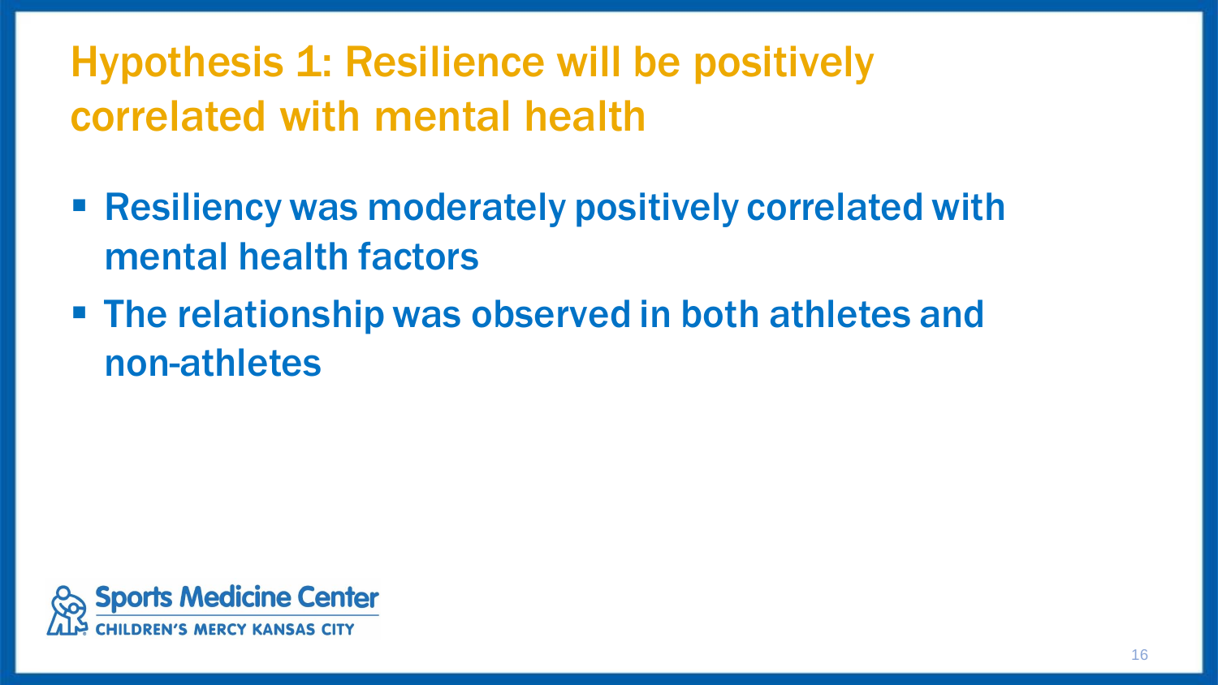# Hypothesis 1: Resilience will be positively correlated with mental health

- Resiliency was moderately positively correlated with mental health factors
- The relationship was observed in both athletes and non-athletes

Sports Medicine Center
CHILDREN'S MERCY KANSAS CITY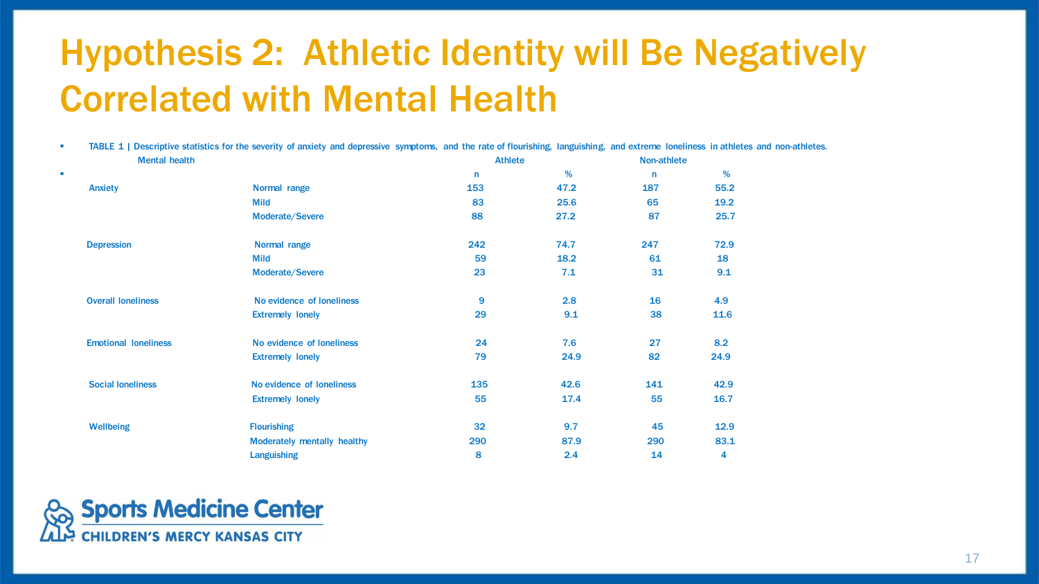# Hypothesis 2: Athletic Identity will Be Negatively Correlated with Mental Health

- TABLE 1 | Descriptive statistics for the severity of anxiety and depressive symptoms, and the rate of flourishing, languishing, and extreme loneliness in athletes and non-athletes.

| Mental health | | Athlete | | Non-athlete | |
|---|---|---|---|---|---|
| | | n | % | n | % |
| Anxiety | Normal range | 153 | 47.2 | 187 | 55.2 |
| | Mild | 83 | 25.6 | 65 | 19.2 |
| | Moderate/Severe | 88 | 27.2 | 87 | 25.7 |
| Depression | Normal range | 242 | 74.7 | 247 | 72.9 |
| | Mild | 59 | 18.2 | 61 | 18 |
| | Moderate/Severe | 23 | 7.1 | 31 | 9.1 |
| Overall loneliness | No evidence of loneliness | 9 | 2.8 | 16 | 4.9 |
| | Extremely lonely | 29 | 9.1 | 38 | 11.6 |
| Emotional loneliness | No evidence of loneliness | 24 | 7.6 | 27 | 8.2 |
| | Extremely lonely | 79 | 24.9 | 82 | 24.9 |
| Social loneliness | No evidence of loneliness | 135 | 42.6 | 141 | 42.9 |
| | Extremely lonely | 55 | 17.4 | 55 | 16.7 |
| Wellbeing | Flourishing | 32 | 9.7 | 45 | 12.9 |
| | Moderately mentally healthy | 290 | 87.9 | 290 | 83.1 |
| | Languishing | 8 | 2.4 | 14 | 4 |

Sports Medicine Center
CHILDREN'S MERCY KANSAS CITY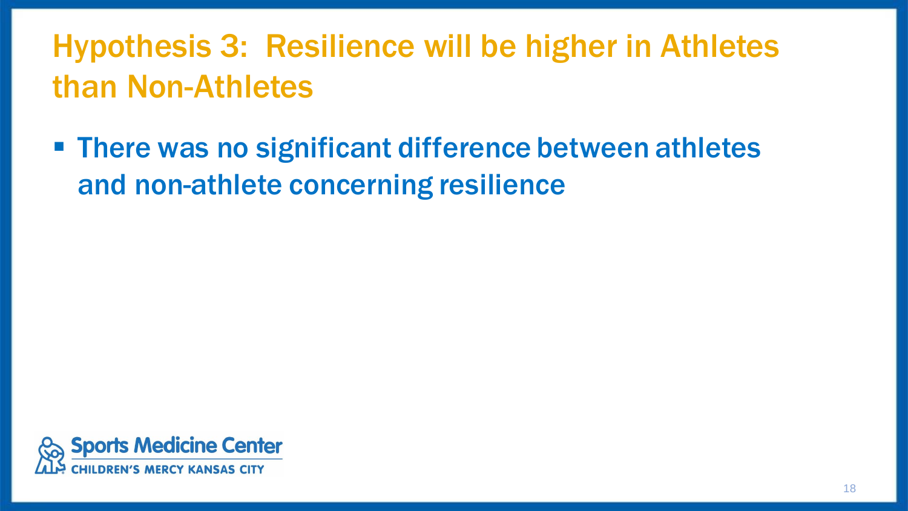# Hypothesis 3: Resilience will be higher in Athletes than Non-Athletes

- There was no significant difference between athletes and non-athlete concerning resilience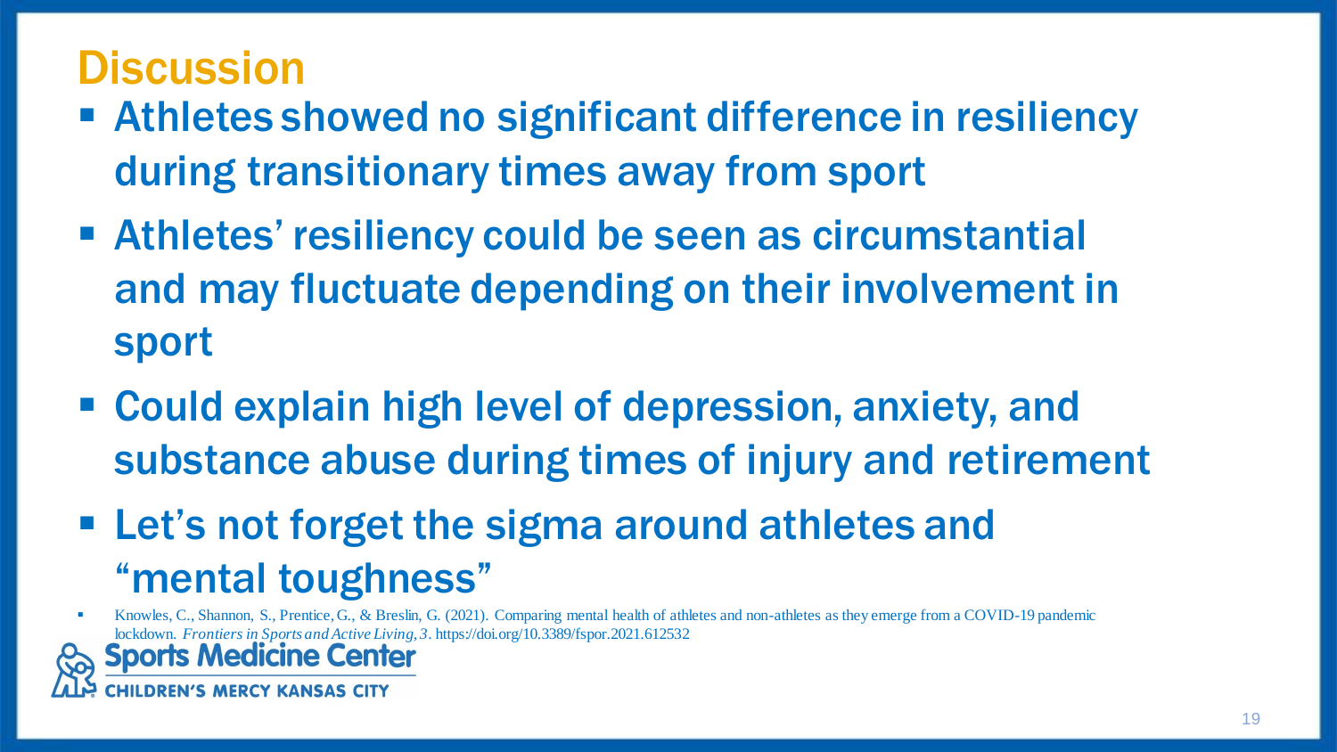# Discussion

- Athletes showed no significant difference in resiliency during transitionary times away from sport
- Athletes' resiliency could be seen as circumstantial and may fluctuate depending on their involvement in sport
- Could explain high level of depression, anxiety, and substance abuse during times of injury and retirement
- Let's not forget the sigma around athletes and "mental toughness"

- Knowles, C., Shannon, S., Prentice, G., & Breslin, G. (2021). Comparing mental health of athletes and non-athletes as they emerge from a COVID-19 pandemic lockdown. *Frontiers in Sports and Active Living, 3*. https://doi.org/10.3389/fspor.2021.612532

Sports Medicine Center
CHILDREN'S MERCY KANSAS CITY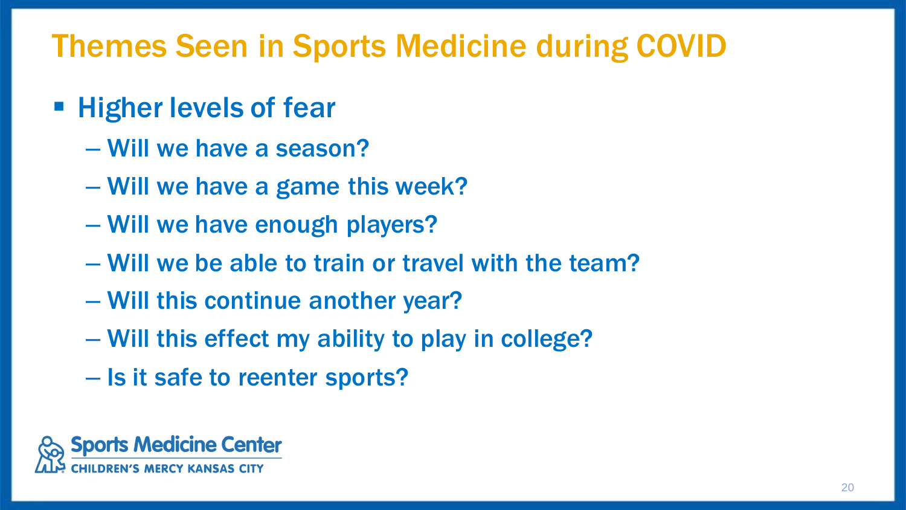# Themes Seen in Sports Medicine during COVID

- Higher levels of fear
  - Will we have a season?
  - Will we have a game this week?
  - Will we have enough players?
  - Will we be able to train or travel with the team?
  - Will this continue another year?
  - Will this effect my ability to play in college?
  - Is it safe to reenter sports?

Sports Medicine Center
CHILDREN'S MERCY KANSAS CITY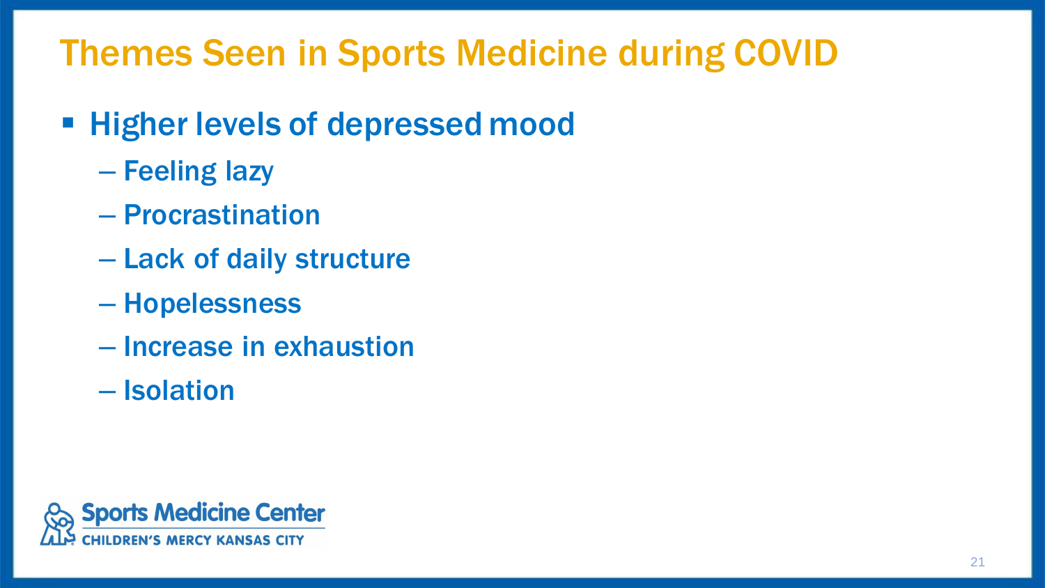# Themes Seen in Sports Medicine during COVID

- Higher levels of depressed mood
  - Feeling lazy
  - Procrastination
  - Lack of daily structure
  - Hopelessness
  - Increase in exhaustion
  - Isolation

Sports Medicine Center
CHILDREN'S MERCY KANSAS CITY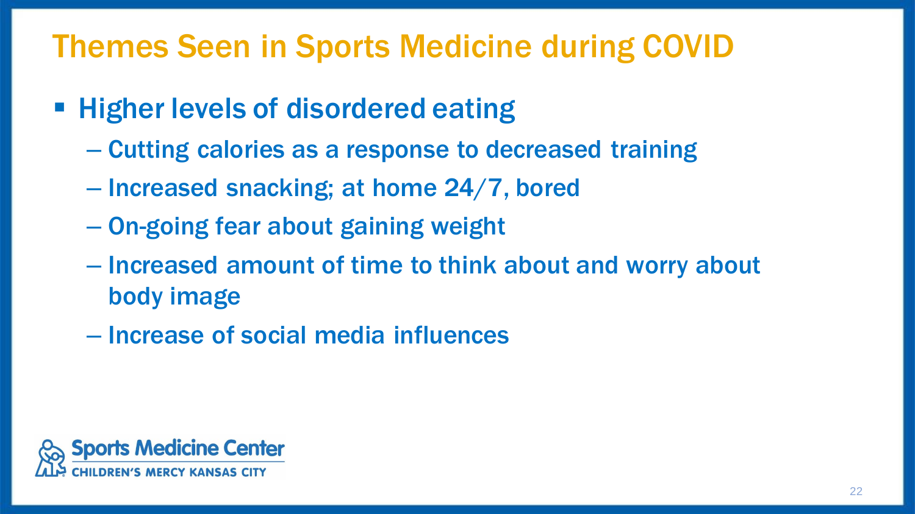# Themes Seen in Sports Medicine during COVID

- Higher levels of disordered eating
  - Cutting calories as a response to decreased training
  - Increased snacking; at home 24/7, bored
  - On-going fear about gaining weight
  - Increased amount of time to think about and worry about body image
  - Increase of social media influences

Sports Medicine Center
CHILDREN'S MERCY KANSAS CITY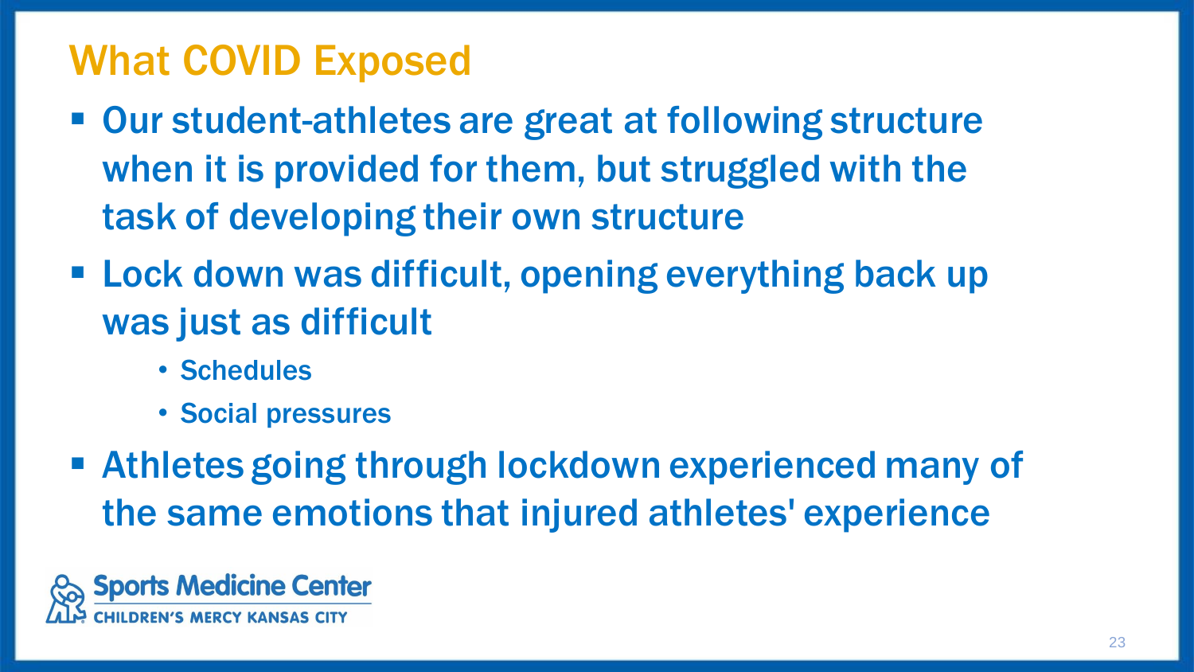# What COVID Exposed

- Our student-athletes are great at following structure when it is provided for them, but struggled with the task of developing their own structure
- Lock down was difficult, opening everything back up was just as difficult
  - Schedules
  - Social pressures
- Athletes going through lockdown experienced many of the same emotions that injured athletes' experience

Sports Medicine Center
CHILDREN'S MERCY KANSAS CITY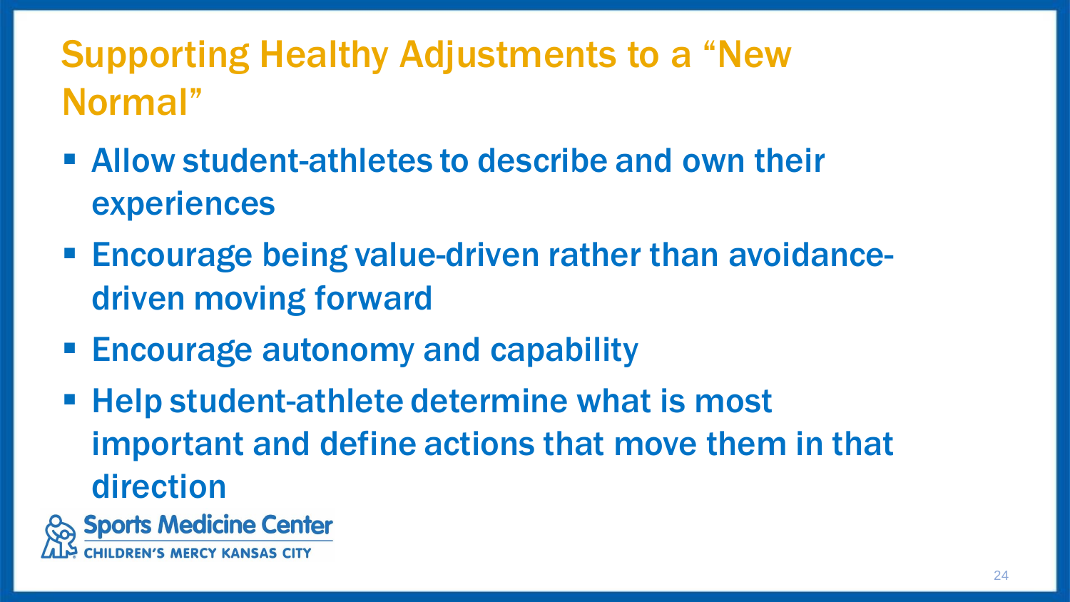# Supporting Healthy Adjustments to a "New Normal"

- Allow student-athletes to describe and own their experiences
- Encourage being value-driven rather than avoidance-driven moving forward
- Encourage autonomy and capability
- Help student-athlete determine what is most important and define actions that move them in that direction

Sports Medicine Center
CHILDREN'S MERCY KANSAS CITY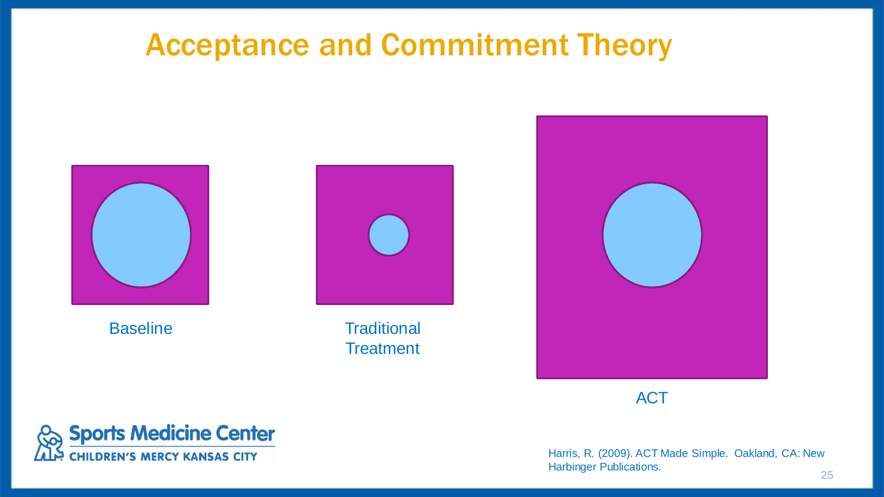# Acceptance and Commitment Theory

Baseline

Traditional Treatment

ACT

Harris, R. (2009). ACT Made Simple. Oakland, CA: New Harbinger Publications.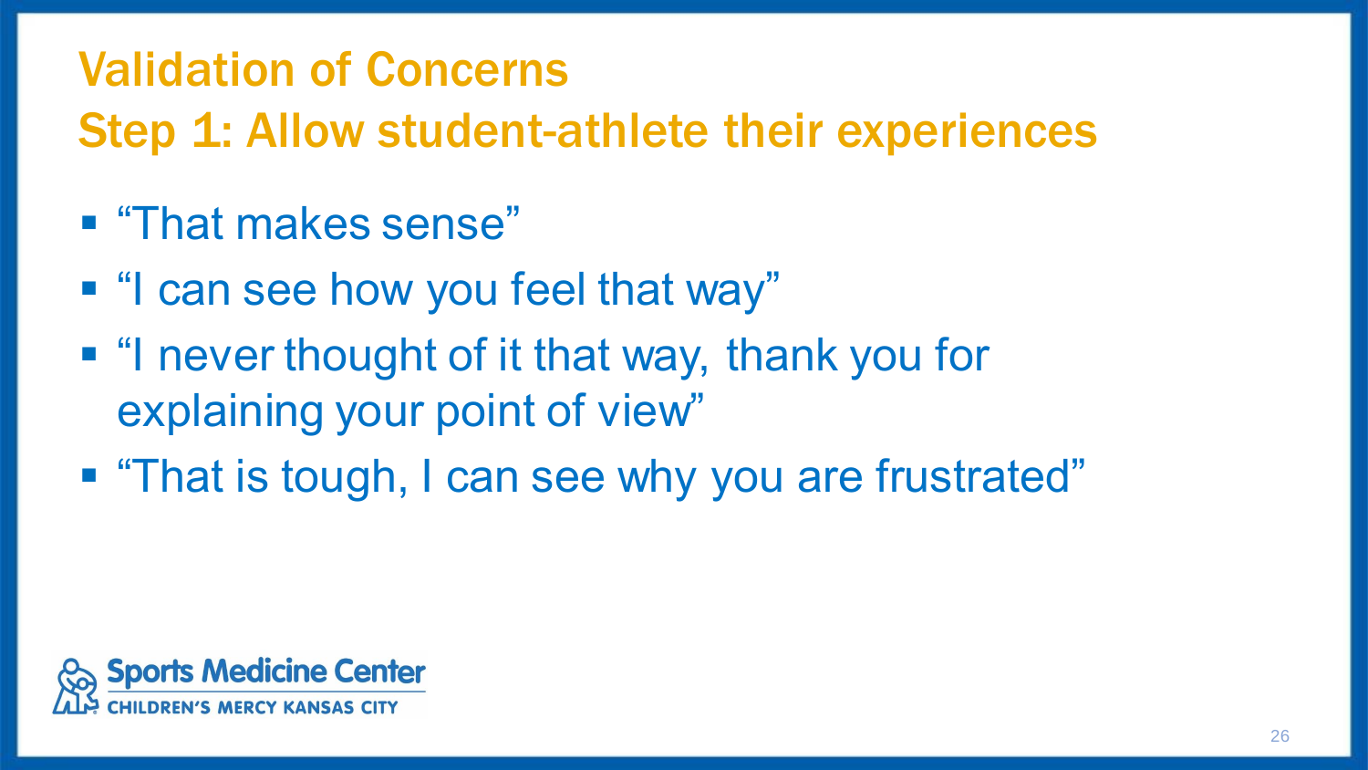# Validation of Concerns

## Step 1: Allow student-athlete their experiences

- "That makes sense"
- "I can see how you feel that way"
- "I never thought of it that way, thank you for explaining your point of view"
- "That is tough, I can see why you are frustrated"

Sports Medicine Center
CHILDREN'S MERCY KANSAS CITY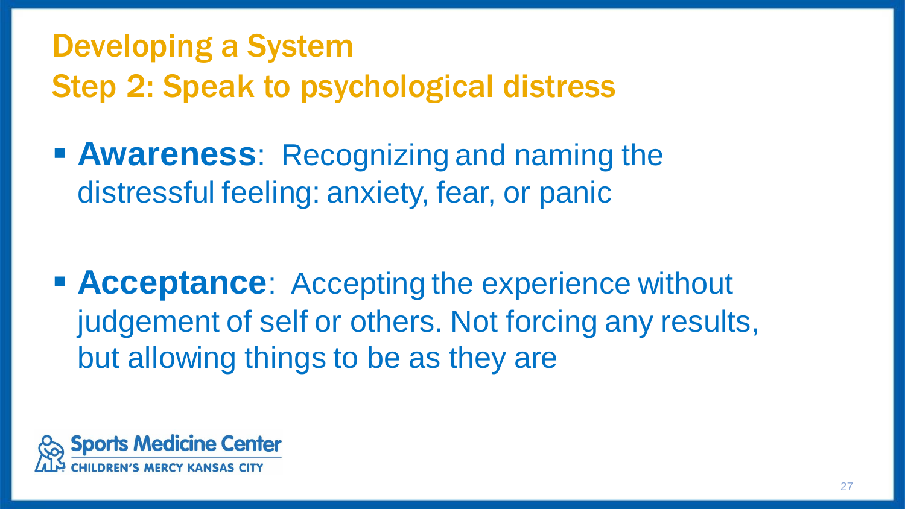# Developing a System
## Step 2: Speak to psychological distress

- **Awareness**: Recognizing and naming the distressful feeling: anxiety, fear, or panic

- **Acceptance**: Accepting the experience without judgement of self or others. Not forcing any results, but allowing things to be as they are

Sports Medicine Center
CHILDREN'S MERCY KANSAS CITY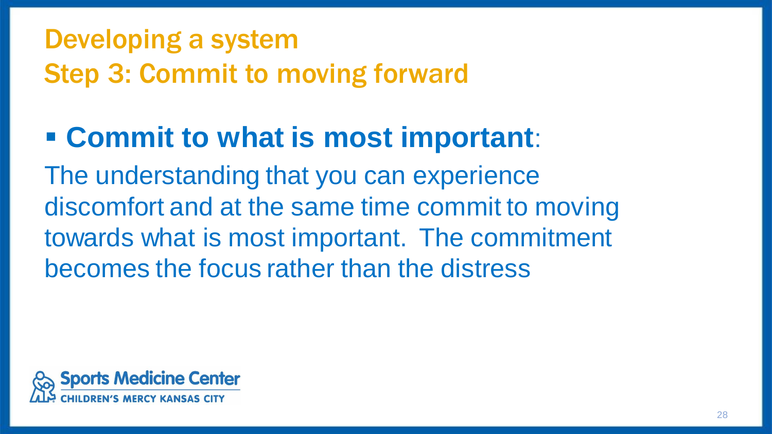# Developing a system
## Step 3: Commit to moving forward

- **Commit to what is most important**:

The understanding that you can experience discomfort and at the same time commit to moving towards what is most important. The commitment becomes the focus rather than the distress

Sports Medicine Center
CHILDREN'S MERCY KANSAS CITY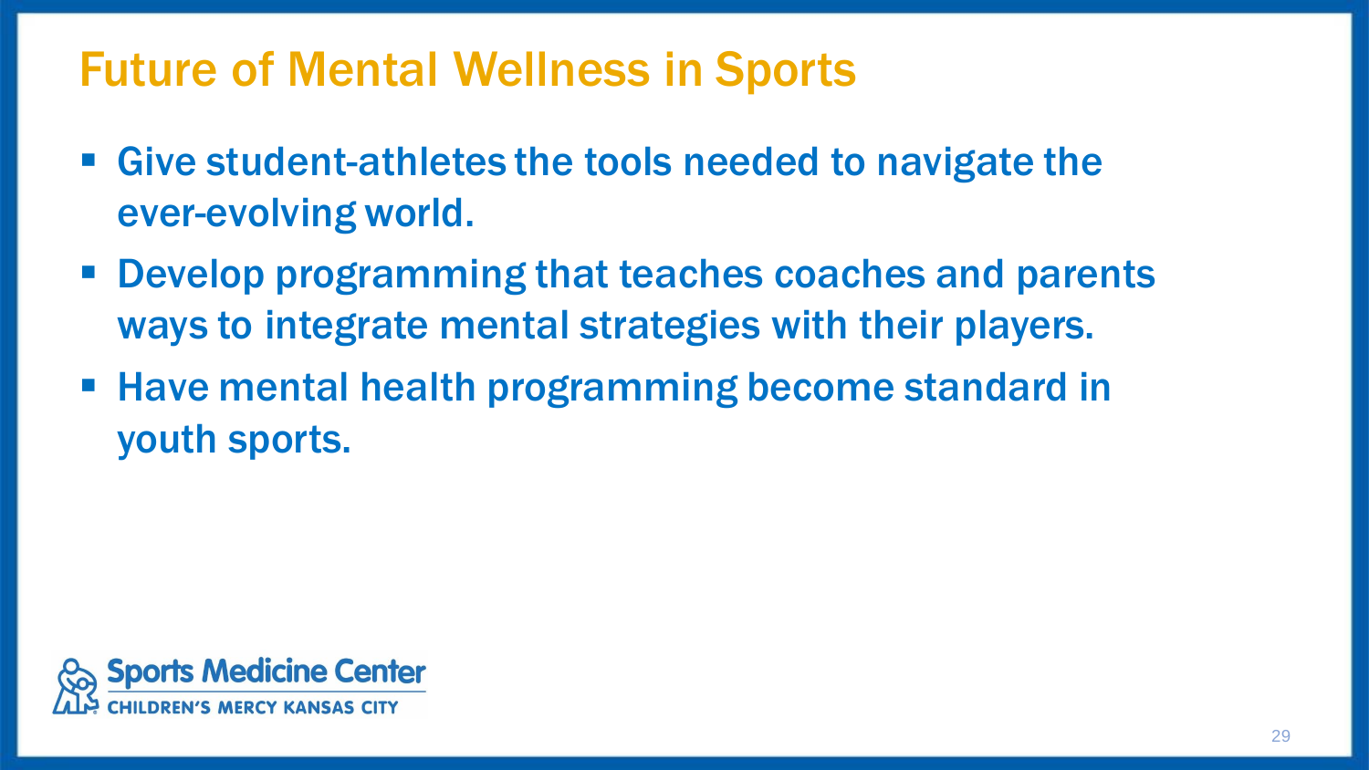# Future of Mental Wellness in Sports

- Give student-athletes the tools needed to navigate the ever-evolving world.
- Develop programming that teaches coaches and parents ways to integrate mental strategies with their players.
- Have mental health programming become standard in youth sports.

Sports Medicine Center
CHILDREN'S MERCY KANSAS CITY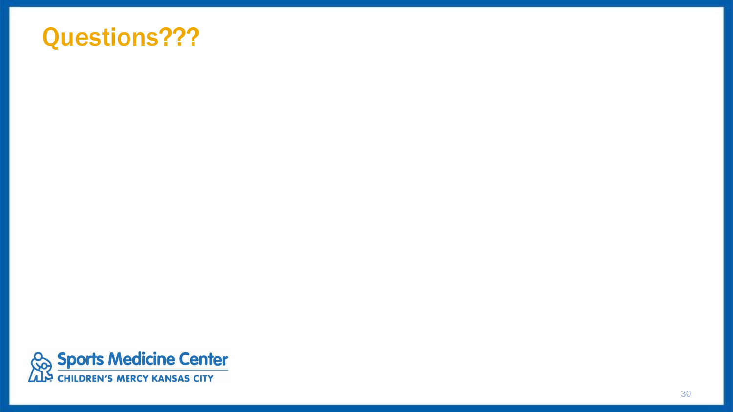# Questions???

Sports Medicine Center

CHILDREN'S MERCY KANSAS CITY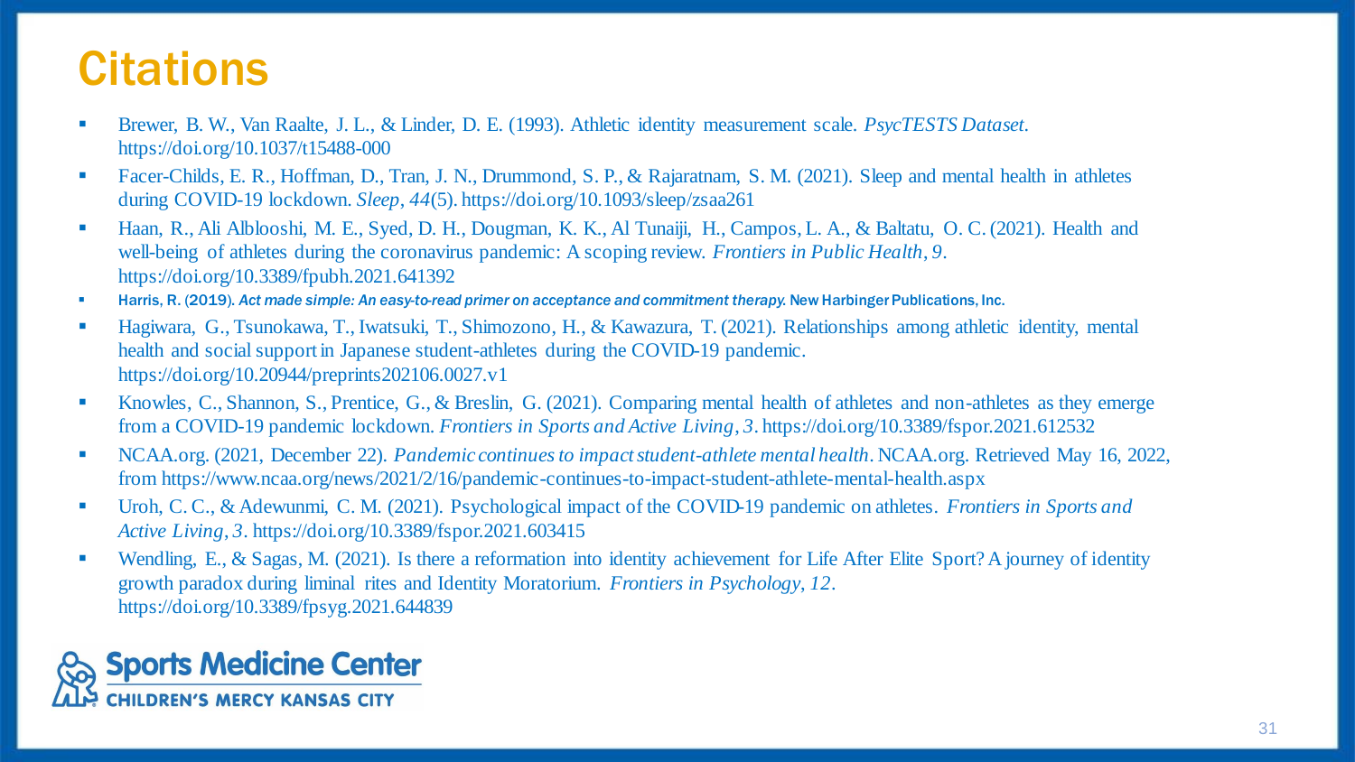# Citations

- Brewer, B. W., Van Raalte, J. L., & Linder, D. E. (1993). Athletic identity measurement scale. *PsycTESTS Dataset*. https://doi.org/10.1037/t15488-000
- Facer-Childs, E. R., Hoffman, D., Tran, J. N., Drummond, S. P., & Rajaratnam, S. M. (2021). Sleep and mental health in athletes during COVID-19 lockdown. *Sleep*, *44*(5). https://doi.org/10.1093/sleep/zsaa261
- Haan, R., Ali Alblooshi, M. E., Syed, D. H., Dougman, K. K., Al Tunaiji, H., Campos, L. A., & Baltatu, O. C. (2021). Health and well-being of athletes during the coronavirus pandemic: A scoping review. *Frontiers in Public Health*, *9*. https://doi.org/10.3389/fpubh.2021.641392
- Harris, R. (2019). *Act made simple: An easy-to-read primer on acceptance and commitment therapy.* New Harbinger Publications, Inc.
- Hagiwara, G., Tsunokawa, T., Iwatsuki, T., Shimozono, H., & Kawazura, T. (2021). Relationships among athletic identity, mental health and social support in Japanese student-athletes during the COVID-19 pandemic. https://doi.org/10.20944/preprints202106.0027.v1
- Knowles, C., Shannon, S., Prentice, G., & Breslin, G. (2021). Comparing mental health of athletes and non-athletes as they emerge from a COVID-19 pandemic lockdown. *Frontiers in Sports and Active Living*, *3*. https://doi.org/10.3389/fspor.2021.612532
- NCAA.org. (2021, December 22). *Pandemic continues to impact student-athlete mental health*. NCAA.org. Retrieved May 16, 2022, from https://www.ncaa.org/news/2021/2/16/pandemic-continues-to-impact-student-athlete-mental-health.aspx
- Uroh, C. C., & Adewunmi, C. M. (2021). Psychological impact of the COVID-19 pandemic on athletes. *Frontiers in Sports and Active Living*, *3*. https://doi.org/10.3389/fspor.2021.603415
- Wendling, E., & Sagas, M. (2021). Is there a reformation into identity achievement for Life After Elite Sport? A journey of identity growth paradox during liminal rites and Identity Moratorium. *Frontiers in Psychology*, *12*. https://doi.org/10.3389/fpsyg.2021.644839

Sports Medicine Center
CHILDREN'S MERCY KANSAS CITY